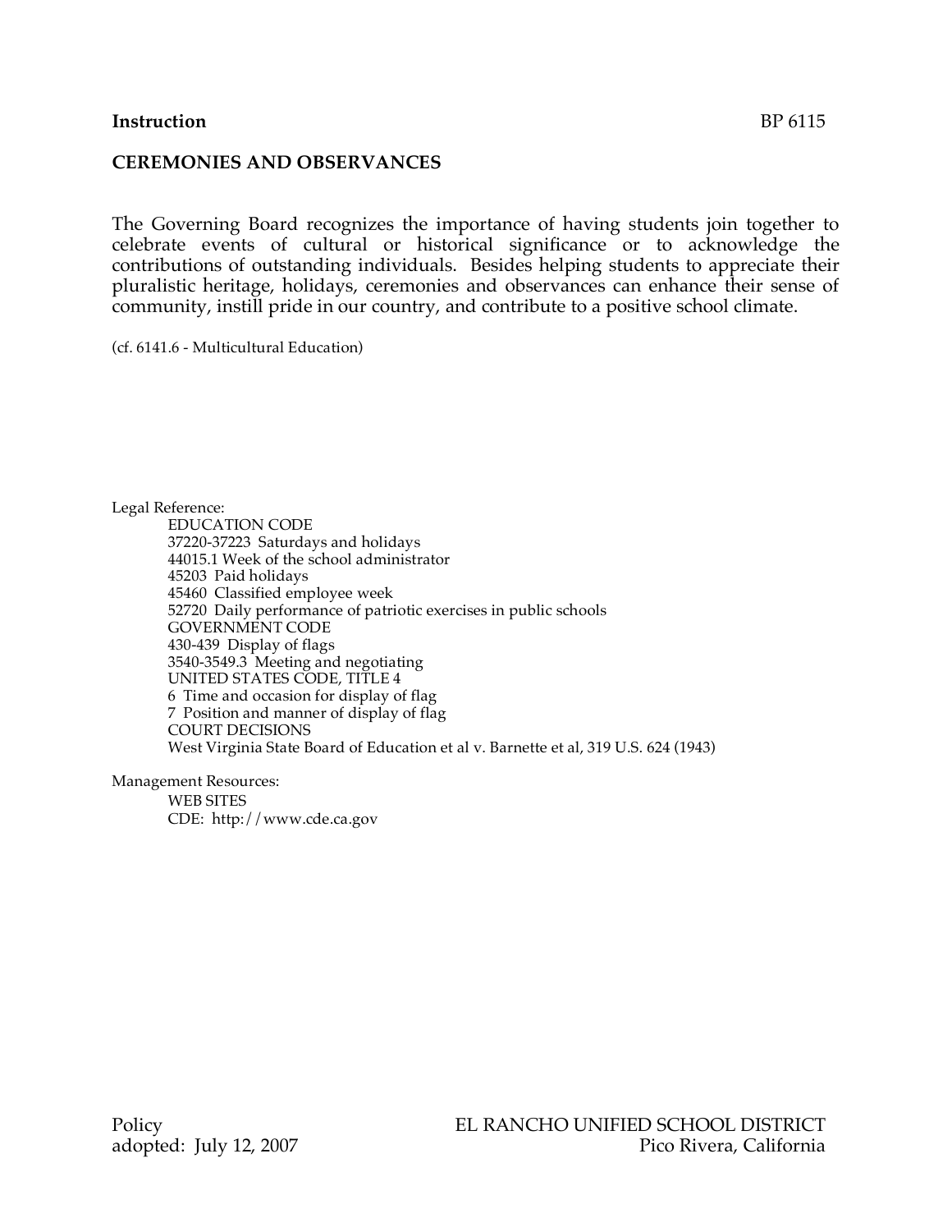**Instruction** BP 6115

# CEREMONIES AND OBSERVANCES

The Governing Board recognizes the importance of having students join together to celebrate events of cultural or historical significance or to acknowledge the contributions of outstanding individuals. Besides helping students to appreciate their pluralistic heritage, holidays, ceremonies and observances can enhance their sense of community, instill pride in our country, and contribute to a positive school climate.

(cf. 6141.6 - Multicultural Education)

Legal Reference:

EDUCATION CODE
37220-37223 Saturdays and holidays
44015.1 Week of the school administrator
45203 Paid holidays
45460 Classified employee week
52720 Daily performance of patriotic exercises in public schools
GOVERNMENT CODE
430-439 Display of flags
3540-3549.3 Meeting and negotiating
UNITED STATES CODE, TITLE 4
6 Time and occasion for display of flag
7 Position and manner of display of flag
COURT DECISIONS
West Virginia State Board of Education et al v. Barnette et al, 319 U.S. 624 (1943)

Management Resources:

WEB SITES
CDE: http://www.cde.ca.gov

Policy
adopted: July 12, 2007

EL RANCHO UNIFIED SCHOOL DISTRICT
Pico Rivera, California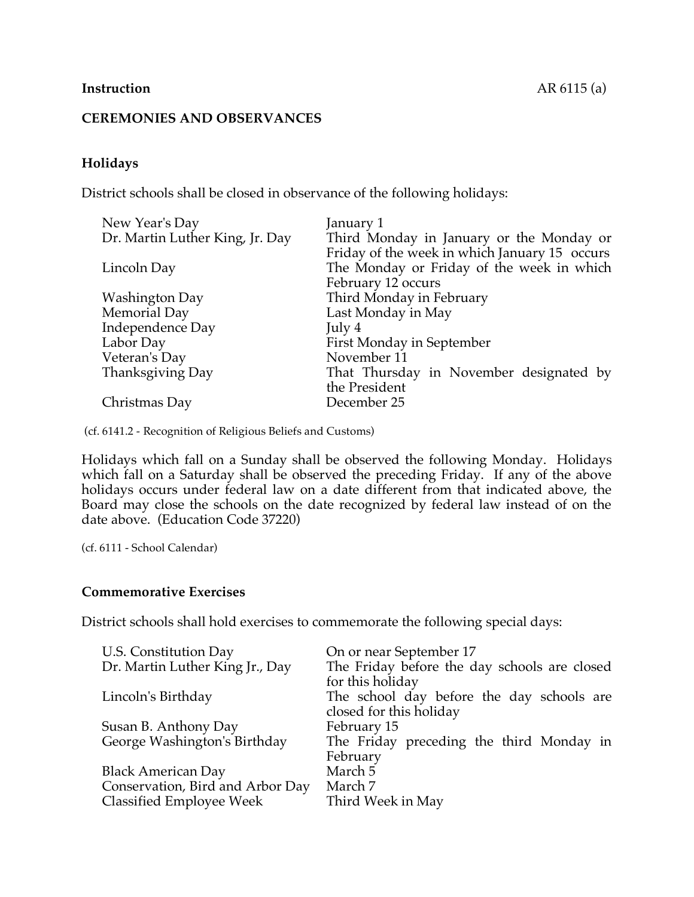**Instruction**

AR 6115 (a)

## CEREMONIES AND OBSERVANCES

### Holidays

District schools shall be closed in observance of the following holidays:

| | |
|---|---|
| New Year's Day | January 1 |
| Dr. Martin Luther King, Jr. Day | Third Monday in January or the Monday or Friday of the week in which January 15 occurs |
| Lincoln Day | The Monday or Friday of the week in which February 12 occurs |
| Washington Day | Third Monday in February |
| Memorial Day | Last Monday in May |
| Independence Day | July 4 |
| Labor Day | First Monday in September |
| Veteran's Day | November 11 |
| Thanksgiving Day | That Thursday in November designated by the President |
| Christmas Day | December 25 |

(cf. 6141.2 - Recognition of Religious Beliefs and Customs)

Holidays which fall on a Sunday shall be observed the following Monday. Holidays which fall on a Saturday shall be observed the preceding Friday. If any of the above holidays occurs under federal law on a date different from that indicated above, the Board may close the schools on the date recognized by federal law instead of on the date above. (Education Code 37220)

(cf. 6111 - School Calendar)

### Commemorative Exercises

District schools shall hold exercises to commemorate the following special days:

| | |
|---|---|
| U.S. Constitution Day | On or near September 17 |
| Dr. Martin Luther King Jr., Day | The Friday before the day schools are closed for this holiday |
| Lincoln's Birthday | The school day before the day schools are closed for this holiday |
| Susan B. Anthony Day | February 15 |
| George Washington's Birthday | The Friday preceding the third Monday in February |
| Black American Day | March 5 |
| Conservation, Bird and Arbor Day | March 7 |
| Classified Employee Week | Third Week in May |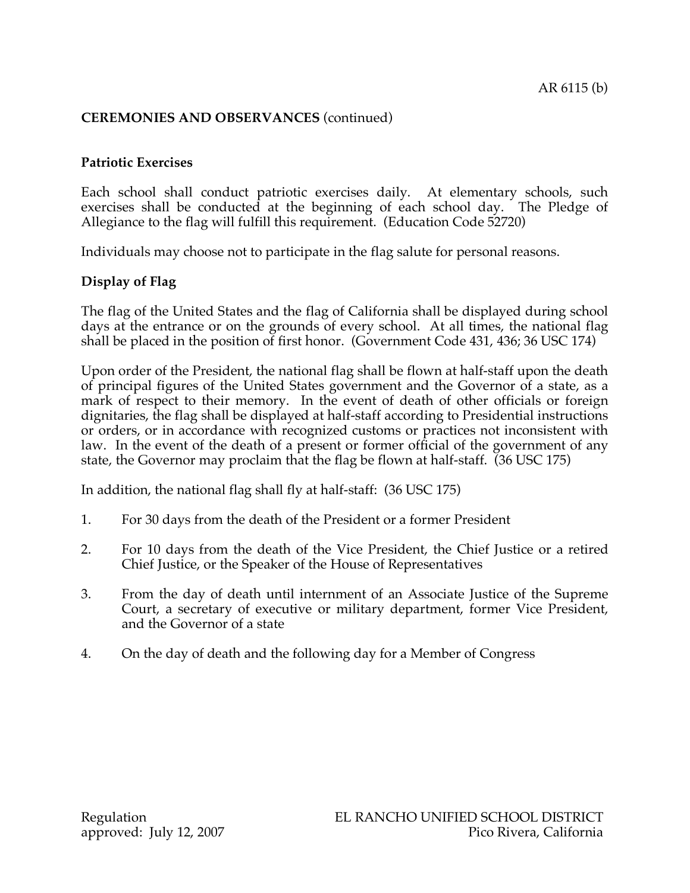**CEREMONIES AND OBSERVANCES** (continued)

**Patriotic Exercises**

Each school shall conduct patriotic exercises daily. At elementary schools, such exercises shall be conducted at the beginning of each school day. The Pledge of Allegiance to the flag will fulfill this requirement. (Education Code 52720)

Individuals may choose not to participate in the flag salute for personal reasons.

**Display of Flag**

The flag of the United States and the flag of California shall be displayed during school days at the entrance or on the grounds of every school. At all times, the national flag shall be placed in the position of first honor. (Government Code 431, 436; 36 USC 174)

Upon order of the President, the national flag shall be flown at half-staff upon the death of principal figures of the United States government and the Governor of a state, as a mark of respect to their memory. In the event of death of other officials or foreign dignitaries, the flag shall be displayed at half-staff according to Presidential instructions or orders, or in accordance with recognized customs or practices not inconsistent with law. In the event of the death of a present or former official of the government of any state, the Governor may proclaim that the flag be flown at half-staff. (36 USC 175)

In addition, the national flag shall fly at half-staff: (36 USC 175)

1. For 30 days from the death of the President or a former President

2. For 10 days from the death of the Vice President, the Chief Justice or a retired Chief Justice, or the Speaker of the House of Representatives

3. From the day of death until internment of an Associate Justice of the Supreme Court, a secretary of executive or military department, former Vice President, and the Governor of a state

4. On the day of death and the following day for a Member of Congress

Regulation approved: July 12, 2007

EL RANCHO UNIFIED SCHOOL DISTRICT
Pico Rivera, California